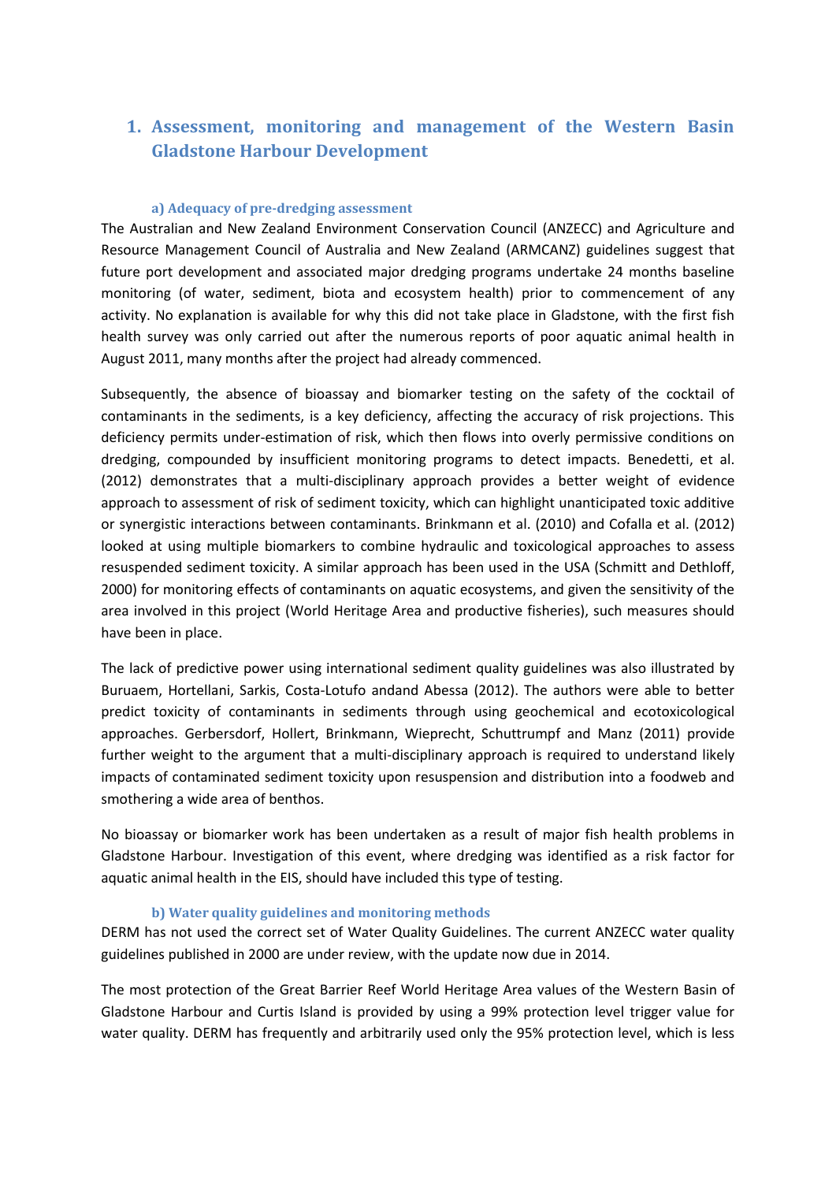# 1. Assessment, monitoring and management of the Western Basin Gladstone Harbour Development

### a) Adequacy of pre-dredging assessment

The Australian and New Zealand Environment Conservation Council (ANZECC) and Agriculture and Resource Management Council of Australia and New Zealand (ARMCANZ) guidelines suggest that future port development and associated major dredging programs undertake 24 months baseline monitoring (of water, sediment, biota and ecosystem health) prior to commencement of any activity. No explanation is available for why this did not take place in Gladstone, with the first fish health survey was only carried out after the numerous reports of poor aquatic animal health in August 2011, many months after the project had already commenced.

Subsequently, the absence of bioassay and biomarker testing on the safety of the cocktail of contaminants in the sediments, is a key deficiency, affecting the accuracy of risk projections. This deficiency permits under-estimation of risk, which then flows into overly permissive conditions on dredging, compounded by insufficient monitoring programs to detect impacts. Benedetti, et al. (2012) demonstrates that a multi-disciplinary approach provides a better weight of evidence approach to assessment of risk of sediment toxicity, which can highlight unanticipated toxic additive or synergistic interactions between contaminants. Brinkmann et al. (2010) and Cofalla et al. (2012) looked at using multiple biomarkers to combine hydraulic and toxicological approaches to assess resuspended sediment toxicity. A similar approach has been used in the USA (Schmitt and Dethloff, 2000) for monitoring effects of contaminants on aquatic ecosystems, and given the sensitivity of the area involved in this project (World Heritage Area and productive fisheries), such measures should have been in place.

The lack of predictive power using international sediment quality guidelines was also illustrated by Buruaem, Hortellani, Sarkis, Costa-Lotufo andand Abessa (2012). The authors were able to better predict toxicity of contaminants in sediments through using geochemical and ecotoxicological approaches. Gerbersdorf, Hollert, Brinkmann, Wieprecht, Schuttrumpf and Manz (2011) provide further weight to the argument that a multi-disciplinary approach is required to understand likely impacts of contaminated sediment toxicity upon resuspension and distribution into a foodweb and smothering a wide area of benthos.

No bioassay or biomarker work has been undertaken as a result of major fish health problems in Gladstone Harbour. Investigation of this event, where dredging was identified as a risk factor for aquatic animal health in the EIS, should have included this type of testing.

### b) Water quality guidelines and monitoring methods

DERM has not used the correct set of Water Quality Guidelines. The current ANZECC water quality guidelines published in 2000 are under review, with the update now due in 2014.

The most protection of the Great Barrier Reef World Heritage Area values of the Western Basin of Gladstone Harbour and Curtis Island is provided by using a 99% protection level trigger value for water quality. DERM has frequently and arbitrarily used only the 95% protection level, which is less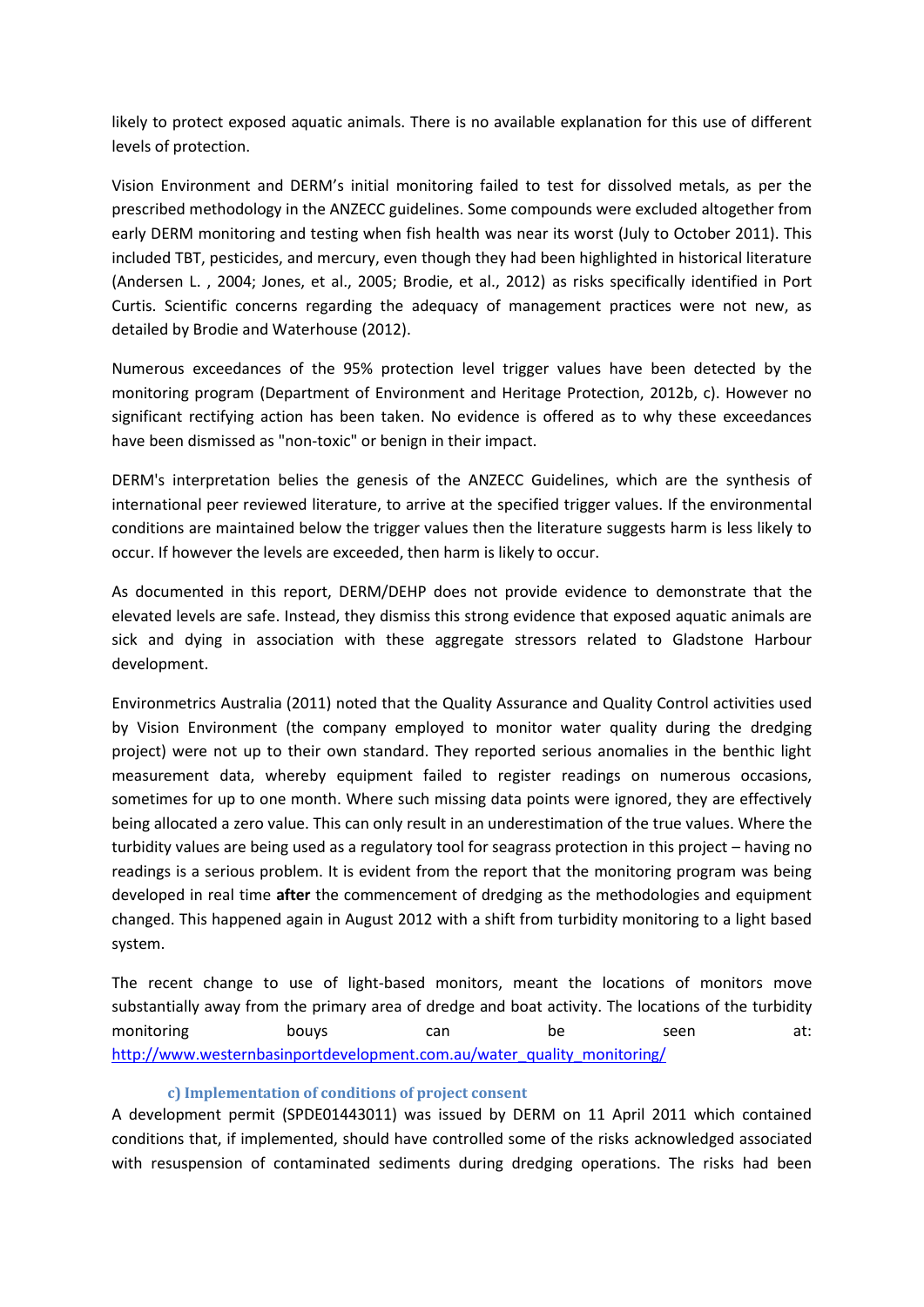likely to protect exposed aquatic animals. There is no available explanation for this use of different levels of protection.

Vision Environment and DERM's initial monitoring failed to test for dissolved metals, as per the prescribed methodology in the ANZECC guidelines. Some compounds were excluded altogether from early DERM monitoring and testing when fish health was near its worst (July to October 2011). This included TBT, pesticides, and mercury, even though they had been highlighted in historical literature (Andersen L. , 2004; Jones, et al., 2005; Brodie, et al., 2012) as risks specifically identified in Port Curtis. Scientific concerns regarding the adequacy of management practices were not new, as detailed by Brodie and Waterhouse (2012).

Numerous exceedances of the 95% protection level trigger values have been detected by the monitoring program (Department of Environment and Heritage Protection, 2012b, c). However no significant rectifying action has been taken. No evidence is offered as to why these exceedances have been dismissed as "non-toxic" or benign in their impact.

DERM's interpretation belies the genesis of the ANZECC Guidelines, which are the synthesis of international peer reviewed literature, to arrive at the specified trigger values. If the environmental conditions are maintained below the trigger values then the literature suggests harm is less likely to occur. If however the levels are exceeded, then harm is likely to occur.

As documented in this report, DERM/DEHP does not provide evidence to demonstrate that the elevated levels are safe. Instead, they dismiss this strong evidence that exposed aquatic animals are sick and dying in association with these aggregate stressors related to Gladstone Harbour development.

Environmetrics Australia (2011) noted that the Quality Assurance and Quality Control activities used by Vision Environment (the company employed to monitor water quality during the dredging project) were not up to their own standard. They reported serious anomalies in the benthic light measurement data, whereby equipment failed to register readings on numerous occasions, sometimes for up to one month. Where such missing data points were ignored, they are effectively being allocated a zero value. This can only result in an underestimation of the true values. Where the turbidity values are being used as a regulatory tool for seagrass protection in this project – having no readings is a serious problem. It is evident from the report that the monitoring program was being developed in real time **after** the commencement of dredging as the methodologies and equipment changed. This happened again in August 2012 with a shift from turbidity monitoring to a light based system.

The recent change to use of light-based monitors, meant the locations of monitors move substantially away from the primary area of dredge and boat activity. The locations of the turbidity monitoring bouys can be seen at: [http://www.westernbasinportdevelopment.com.au/water_quality_monitoring/](http://www.westernbasinportdevelopment.com.au/water_quality_monitoring/)

### c) Implementation of conditions of project consent

A development permit (SPDE01443011) was issued by DERM on 11 April 2011 which contained conditions that, if implemented, should have controlled some of the risks acknowledged associated with resuspension of contaminated sediments during dredging operations. The risks had been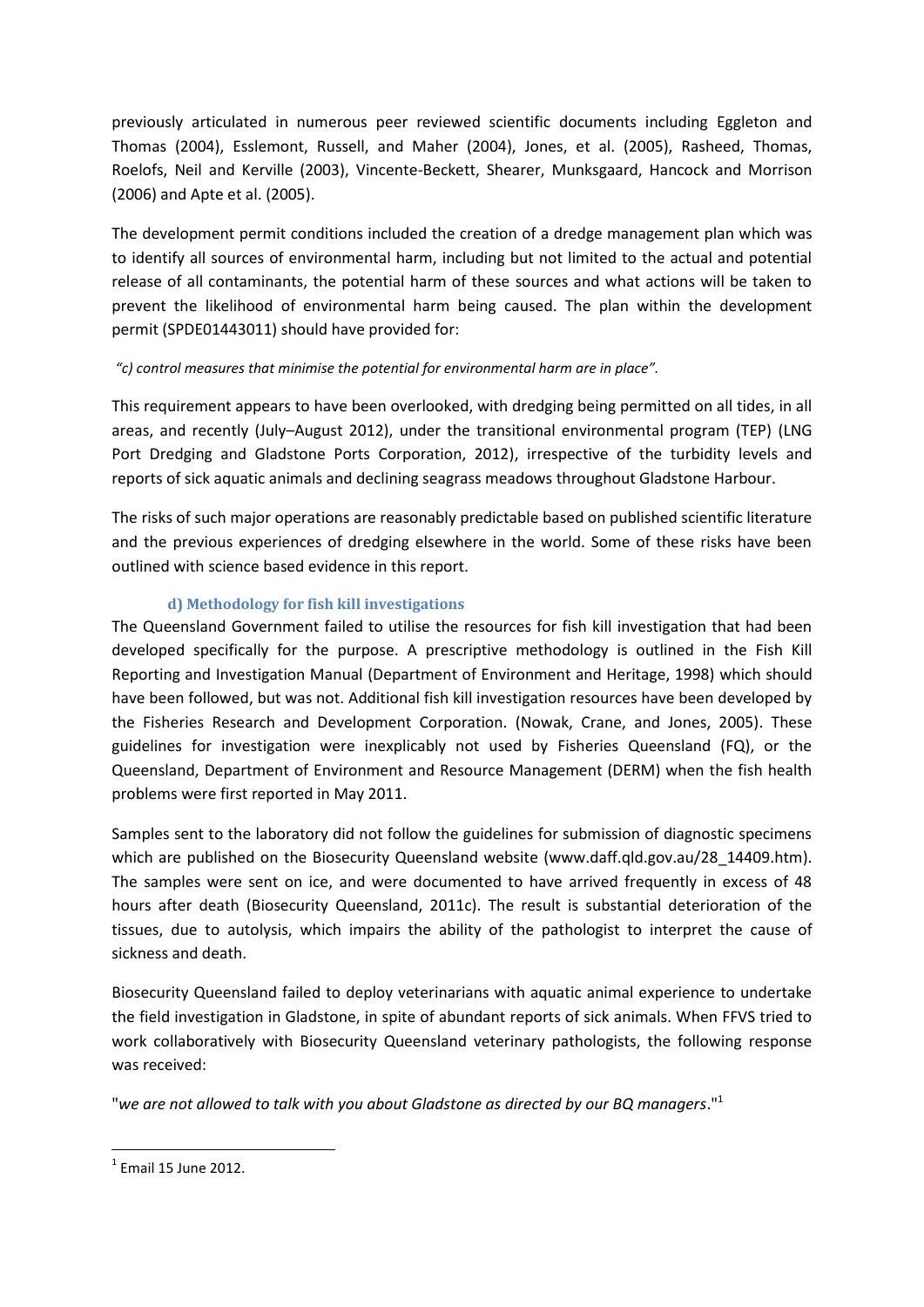previously articulated in numerous peer reviewed scientific documents including Eggleton and Thomas (2004), Esslemont, Russell, and Maher (2004), Jones, et al. (2005), Rasheed, Thomas, Roelofs, Neil and Kerville (2003), Vincente-Beckett, Shearer, Munksgaard, Hancock and Morrison (2006) and Apte et al. (2005).

The development permit conditions included the creation of a dredge management plan which was to identify all sources of environmental harm, including but not limited to the actual and potential release of all contaminants, the potential harm of these sources and what actions will be taken to prevent the likelihood of environmental harm being caused. The plan within the development permit (SPDE01443011) should have provided for:

*"c) control measures that minimise the potential for environmental harm are in place".*

This requirement appears to have been overlooked, with dredging being permitted on all tides, in all areas, and recently (July–August 2012), under the transitional environmental program (TEP) (LNG Port Dredging and Gladstone Ports Corporation, 2012), irrespective of the turbidity levels and reports of sick aquatic animals and declining seagrass meadows throughout Gladstone Harbour.

The risks of such major operations are reasonably predictable based on published scientific literature and the previous experiences of dredging elsewhere in the world. Some of these risks have been outlined with science based evidence in this report.

### d) Methodology for fish kill investigations

The Queensland Government failed to utilise the resources for fish kill investigation that had been developed specifically for the purpose. A prescriptive methodology is outlined in the Fish Kill Reporting and Investigation Manual (Department of Environment and Heritage, 1998) which should have been followed, but was not. Additional fish kill investigation resources have been developed by the Fisheries Research and Development Corporation. (Nowak, Crane, and Jones, 2005). These guidelines for investigation were inexplicably not used by Fisheries Queensland (FQ), or the Queensland, Department of Environment and Resource Management (DERM) when the fish health problems were first reported in May 2011.

Samples sent to the laboratory did not follow the guidelines for submission of diagnostic specimens which are published on the Biosecurity Queensland website (www.daff.qld.gov.au/28_14409.htm). The samples were sent on ice, and were documented to have arrived frequently in excess of 48 hours after death (Biosecurity Queensland, 2011c). The result is substantial deterioration of the tissues, due to autolysis, which impairs the ability of the pathologist to interpret the cause of sickness and death.

Biosecurity Queensland failed to deploy veterinarians with aquatic animal experience to undertake the field investigation in Gladstone, in spite of abundant reports of sick animals. When FFVS tried to work collaboratively with Biosecurity Queensland veterinary pathologists, the following response was received:

"*we are not allowed to talk with you about Gladstone as directed by our BQ managers*."[1]

---

[1] Email 15 June 2012.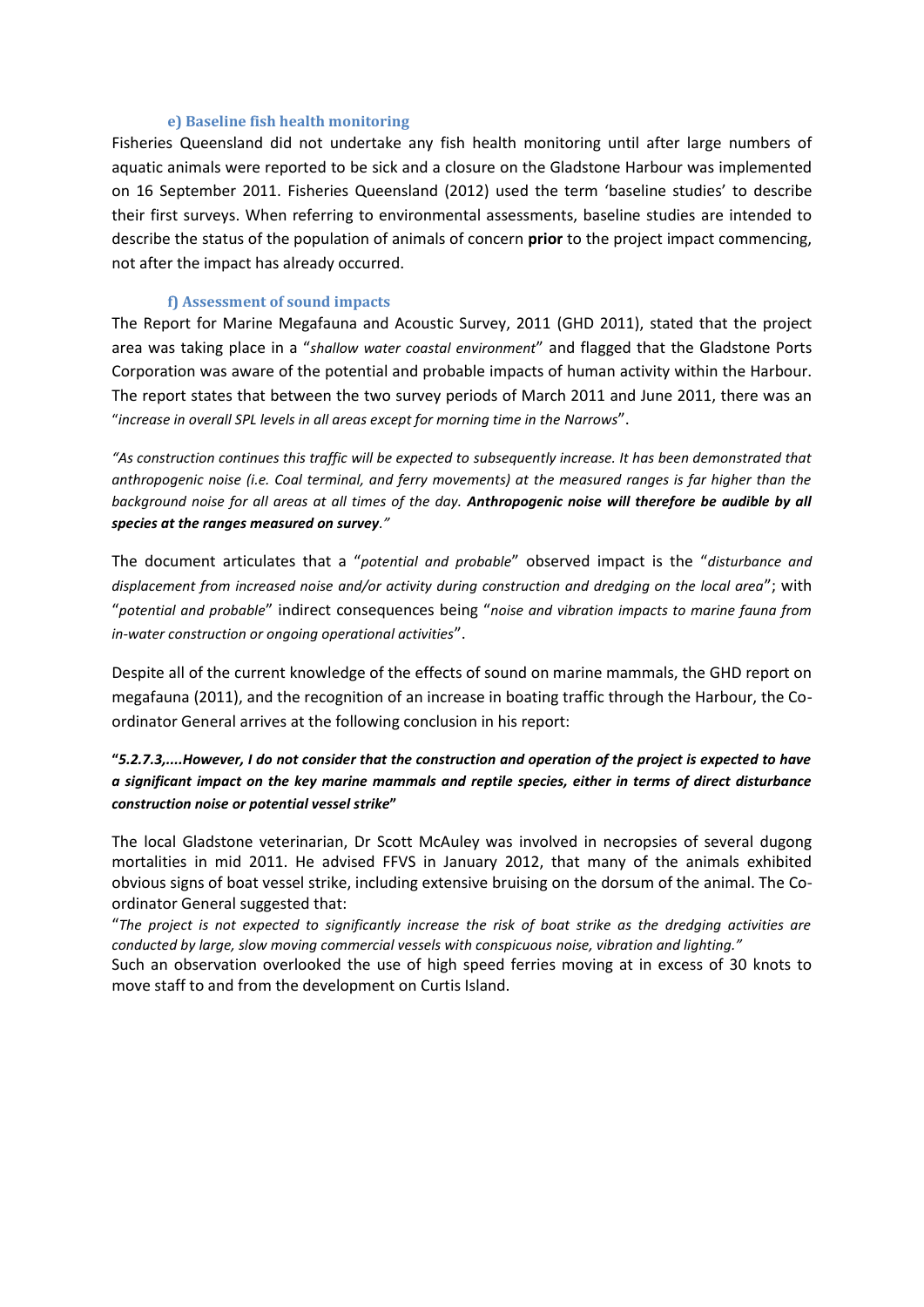### e) Baseline fish health monitoring

Fisheries Queensland did not undertake any fish health monitoring until after large numbers of aquatic animals were reported to be sick and a closure on the Gladstone Harbour was implemented on 16 September 2011. Fisheries Queensland (2012) used the term 'baseline studies' to describe their first surveys. When referring to environmental assessments, baseline studies are intended to describe the status of the population of animals of concern **prior** to the project impact commencing, not after the impact has already occurred.

### f) Assessment of sound impacts

The Report for Marine Megafauna and Acoustic Survey, 2011 (GHD 2011), stated that the project area was taking place in a "*shallow water coastal environment*" and flagged that the Gladstone Ports Corporation was aware of the potential and probable impacts of human activity within the Harbour. The report states that between the two survey periods of March 2011 and June 2011, there was an "*increase in overall SPL levels in all areas except for morning time in the Narrows*".

*"As construction continues this traffic will be expected to subsequently increase. It has been demonstrated that anthropogenic noise (i.e. Coal terminal, and ferry movements) at the measured ranges is far higher than the background noise for all areas at all times of the day.* ***Anthropogenic noise will therefore be audible by all species at the ranges measured on survey****."*

The document articulates that a "*potential and probable*" observed impact is the "*disturbance and displacement from increased noise and/or activity during construction and dredging on the local area*"; with "*potential and probable*" indirect consequences being "*noise and vibration impacts to marine fauna from in-water construction or ongoing operational activities*".

Despite all of the current knowledge of the effects of sound on marine mammals, the GHD report on megafauna (2011), and the recognition of an increase in boating traffic through the Harbour, the Co-ordinator General arrives at the following conclusion in his report:

**"*5.2.7.3,....However, I do not consider that the construction and operation of the project is expected to have a significant impact on the key marine mammals and reptile species, either in terms of direct disturbance construction noise or potential vessel strike*"**

The local Gladstone veterinarian, Dr Scott McAuley was involved in necropsies of several dugong mortalities in mid 2011. He advised FFVS in January 2012, that many of the animals exhibited obvious signs of boat vessel strike, including extensive bruising on the dorsum of the animal. The Co-ordinator General suggested that:

"*The project is not expected to significantly increase the risk of boat strike as the dredging activities are conducted by large, slow moving commercial vessels with conspicuous noise, vibration and lighting."*

Such an observation overlooked the use of high speed ferries moving at in excess of 30 knots to move staff to and from the development on Curtis Island.